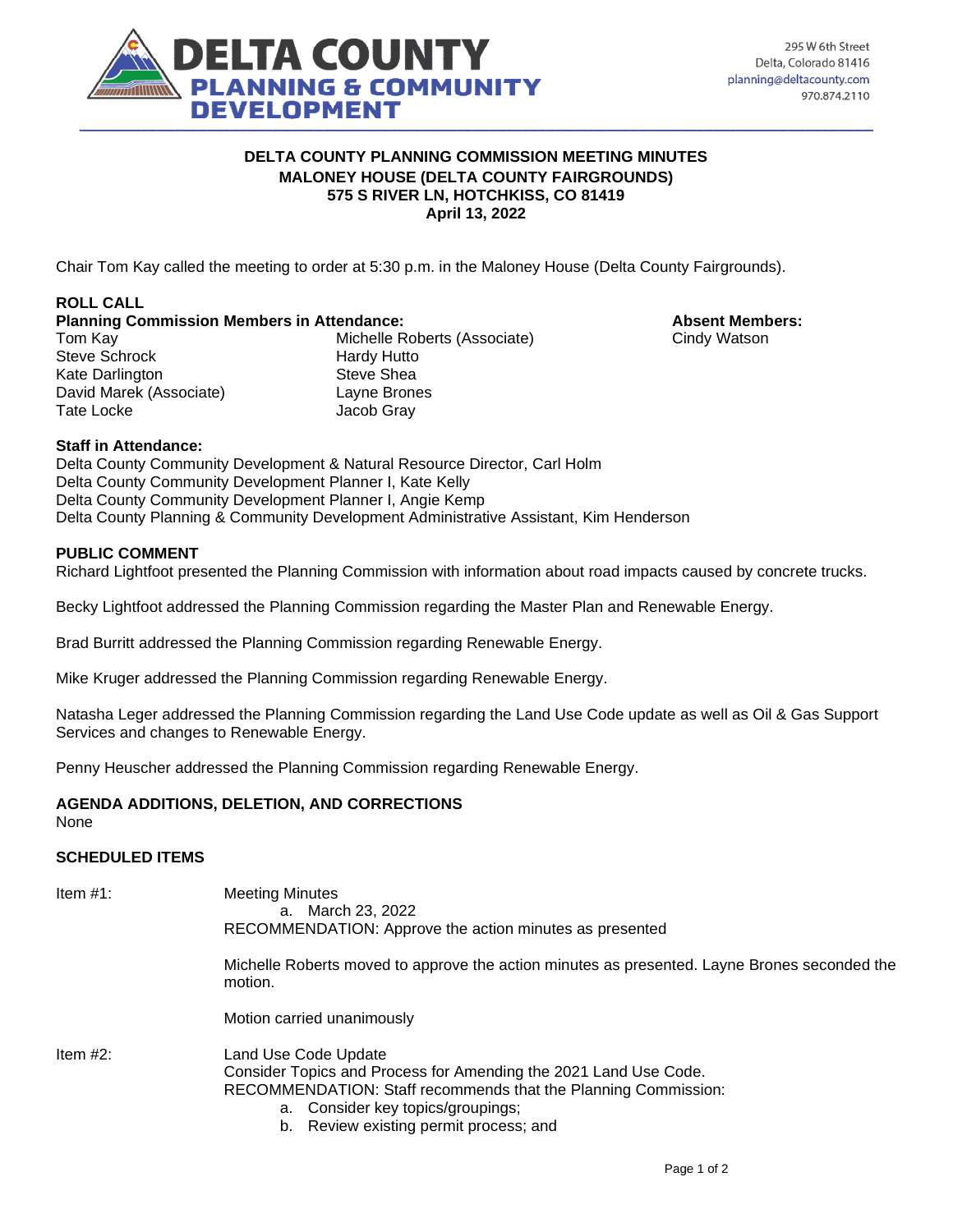DELTA COUNTY
PLANNING & COMMUNITY DEVELOPMENT

295 W 6th Street
Delta, Colorado 81416
planning@deltacounty.com
970.874.2110

# DELTA COUNTY PLANNING COMMISSION MEETING MINUTES
## MALONEY HOUSE (DELTA COUNTY FAIRGROUNDS)
## 575 S RIVER LN, HOTCHKISS, CO 81419
## April 13, 2022

Chair Tom Kay called the meeting to order at 5:30 p.m. in the Maloney House (Delta County Fairgrounds).

**ROLL CALL**

**Planning Commission Members in Attendance:**

Tom Kay
Steve Schrock
Kate Darlington
David Marek (Associate)
Tate Locke
Michelle Roberts (Associate)
Hardy Hutto
Steve Shea
Layne Brones
Jacob Gray

**Absent Members:**

Cindy Watson

**Staff in Attendance:**

Delta County Community Development & Natural Resource Director, Carl Holm
Delta County Community Development Planner I, Kate Kelly
Delta County Community Development Planner I, Angie Kemp
Delta County Planning & Community Development Administrative Assistant, Kim Henderson

**PUBLIC COMMENT**

Richard Lightfoot presented the Planning Commission with information about road impacts caused by concrete trucks.

Becky Lightfoot addressed the Planning Commission regarding the Master Plan and Renewable Energy.

Brad Burritt addressed the Planning Commission regarding Renewable Energy.

Mike Kruger addressed the Planning Commission regarding Renewable Energy.

Natasha Leger addressed the Planning Commission regarding the Land Use Code update as well as Oil & Gas Support Services and changes to Renewable Energy.

Penny Heuscher addressed the Planning Commission regarding Renewable Energy.

**AGENDA ADDITIONS, DELETION, AND CORRECTIONS**

None

**SCHEDULED ITEMS**

Item #1: Meeting Minutes

a. March 23, 2022

RECOMMENDATION: Approve the action minutes as presented

Michelle Roberts moved to approve the action minutes as presented. Layne Brones seconded the motion.

Motion carried unanimously

Item #2: Land Use Code Update

Consider Topics and Process for Amending the 2021 Land Use Code.

RECOMMENDATION: Staff recommends that the Planning Commission:

a. Consider key topics/groupings;
b. Review existing permit process; and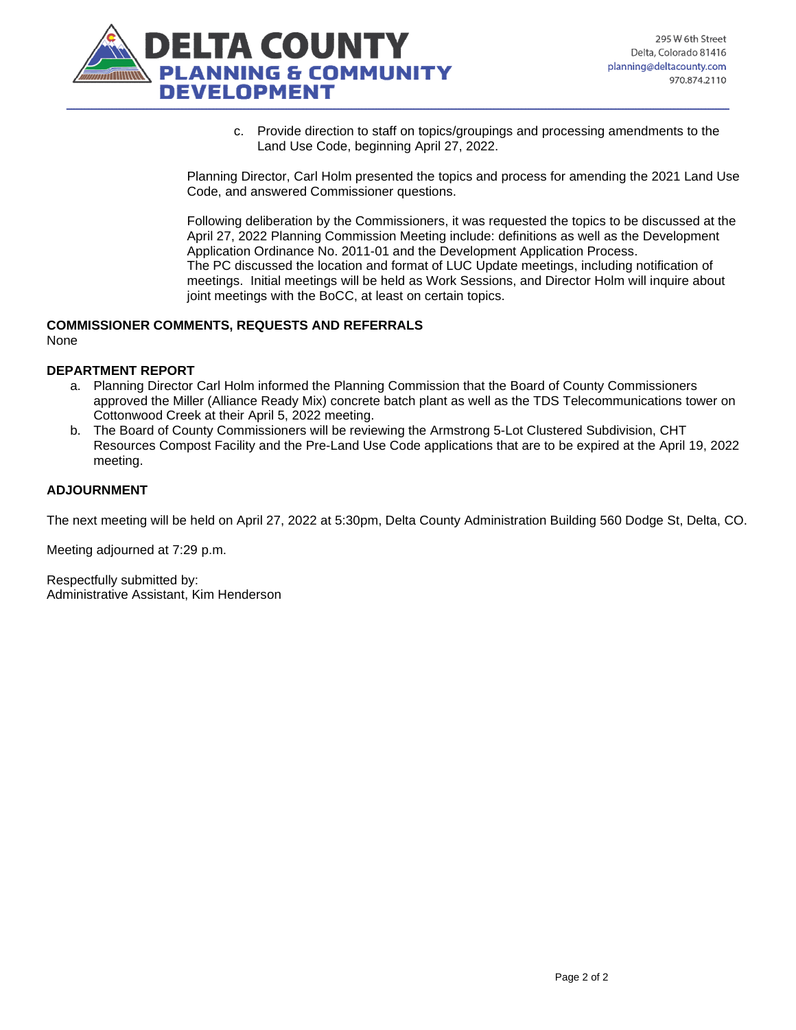c. Provide direction to staff on topics/groupings and processing amendments to the Land Use Code, beginning April 27, 2022.

Planning Director, Carl Holm presented the topics and process for amending the 2021 Land Use Code, and answered Commissioner questions.

Following deliberation by the Commissioners, it was requested the topics to be discussed at the April 27, 2022 Planning Commission Meeting include: definitions as well as the Development Application Ordinance No. 2011-01 and the Development Application Process.
The PC discussed the location and format of LUC Update meetings, including notification of meetings. Initial meetings will be held as Work Sessions, and Director Holm will inquire about joint meetings with the BoCC, at least on certain topics.

**COMMISSIONER COMMENTS, REQUESTS AND REFERRALS**

None

**DEPARTMENT REPORT**

a. Planning Director Carl Holm informed the Planning Commission that the Board of County Commissioners approved the Miller (Alliance Ready Mix) concrete batch plant as well as the TDS Telecommunications tower on Cottonwood Creek at their April 5, 2022 meeting.
b. The Board of County Commissioners will be reviewing the Armstrong 5-Lot Clustered Subdivision, CHT Resources Compost Facility and the Pre-Land Use Code applications that are to be expired at the April 19, 2022 meeting.

**ADJOURNMENT**

The next meeting will be held on April 27, 2022 at 5:30pm, Delta County Administration Building 560 Dodge St, Delta, CO.

Meeting adjourned at 7:29 p.m.

Respectfully submitted by:
Administrative Assistant, Kim Henderson